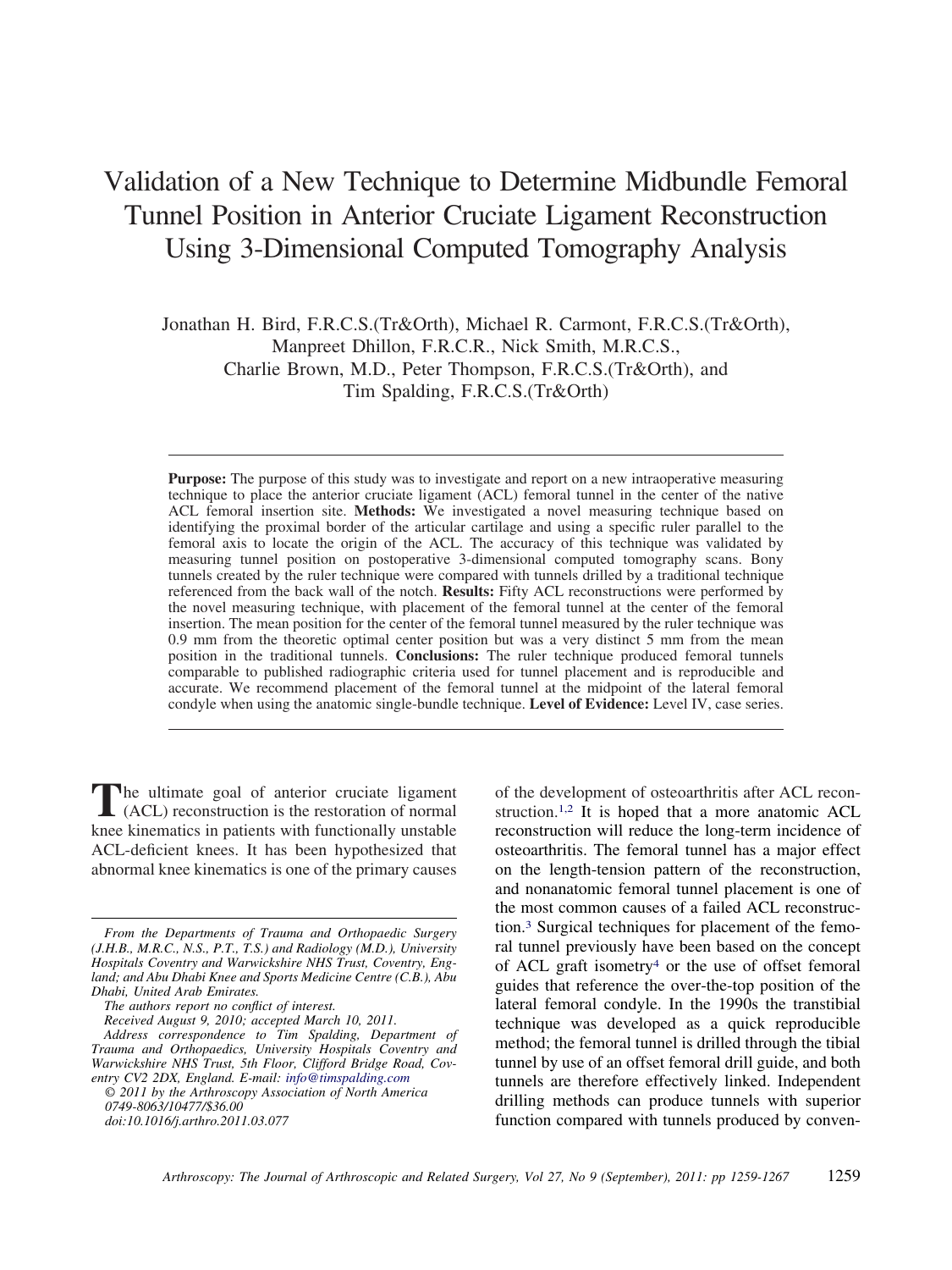# Validation of a New Technique to Determine Midbundle Femoral Tunnel Position in Anterior Cruciate Ligament Reconstruction Using 3-Dimensional Computed Tomography Analysis

Jonathan H. Bird, F.R.C.S.(Tr&Orth), Michael R. Carmont, F.R.C.S.(Tr&Orth), Manpreet Dhillon, F.R.C.R., Nick Smith, M.R.C.S., Charlie Brown, M.D., Peter Thompson, F.R.C.S.(Tr&Orth), and Tim Spalding, F.R.C.S.(Tr&Orth)

**Purpose:** The purpose of this study was to investigate and report on a new intraoperative measuring technique to place the anterior cruciate ligament (ACL) femoral tunnel in the center of the native ACL femoral insertion site. **Methods:** We investigated a novel measuring technique based on identifying the proximal border of the articular cartilage and using a specific ruler parallel to the femoral axis to locate the origin of the ACL. The accuracy of this technique was validated by measuring tunnel position on postoperative 3-dimensional computed tomography scans. Bony tunnels created by the ruler technique were compared with tunnels drilled by a traditional technique referenced from the back wall of the notch. **Results:** Fifty ACL reconstructions were performed by the novel measuring technique, with placement of the femoral tunnel at the center of the femoral insertion. The mean position for the center of the femoral tunnel measured by the ruler technique was 0.9 mm from the theoretic optimal center position but was a very distinct 5 mm from the mean position in the traditional tunnels. **Conclusions:** The ruler technique produced femoral tunnels comparable to published radiographic criteria used for tunnel placement and is reproducible and accurate. We recommend placement of the femoral tunnel at the midpoint of the lateral femoral condyle when using the anatomic single-bundle technique. **Level of Evidence:** Level IV, case series.

The ultimate goal of anterior cruciate ligament (ACL) reconstruction is the restoration of normal knee kinematics in patients with functionally unstable ACL-deficient knees. It has been hypothesized that abnormal knee kinematics is one of the primary causes of the development of osteoarthritis after ACL reconstruction.[1,2] It is hoped that a more anatomic ACL reconstruction will reduce the long-term incidence of osteoarthritis. The femoral tunnel has a major effect on the length-tension pattern of the reconstruction, and nonanatomic femoral tunnel placement is one of the most common causes of a failed ACL reconstruction.[3] Surgical techniques for placement of the femoral tunnel previously have been based on the concept of ACL graft isometry[4] or the use of offset femoral guides that reference the over-the-top position of the lateral femoral condyle. In the 1990s the transtibial technique was developed as a quick reproducible method; the femoral tunnel is drilled through the tibial tunnel by use of an offset femoral drill guide, and both tunnels are therefore effectively linked. Independent drilling methods can produce tunnels with superior function compared with tunnels produced by conven-

*From the Departments of Trauma and Orthopaedic Surgery (J.H.B., M.R.C., N.S., P.T., T.S.) and Radiology (M.D.), University Hospitals Coventry and Warwickshire NHS Trust, Coventry, England; and Abu Dhabi Knee and Sports Medicine Centre (C.B.), Abu Dhabi, United Arab Emirates.*

*The authors report no conflict of interest.*

*Received August 9, 2010; accepted March 10, 2011.*

*Address correspondence to Tim Spalding, Department of Trauma and Orthopaedics, University Hospitals Coventry and Warwickshire NHS Trust, 5th Floor, Clifford Bridge Road, Coventry CV2 2DX, England. E-mail: info@timspalding.com*

*© 2011 by the Arthroscopy Association of North America*

*0749-8063/10477/$36.00*

*doi:10.1016/j.arthro.2011.03.077*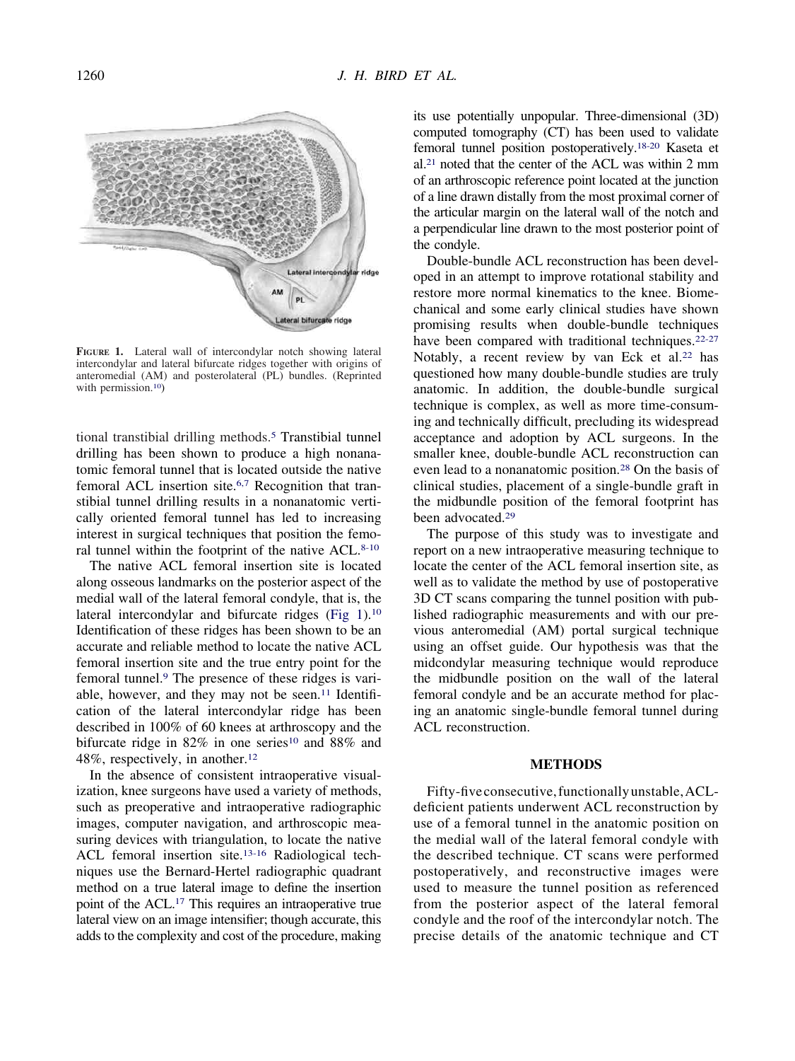FIGURE 1. Lateral wall of intercondylar notch showing lateral intercondylar and lateral bifurcate ridges together with origins of anteromedial (AM) and posterolateral (PL) bundles. (Reprinted with permission.[10])

tional transtibial drilling methods.[5] Transtibial tunnel drilling has been shown to produce a high nonanatomic femoral tunnel that is located outside the native femoral ACL insertion site.[6,7] Recognition that transtibial tunnel drilling results in a nonanatomic vertically oriented femoral tunnel has led to increasing interest in surgical techniques that position the femoral tunnel within the footprint of the native ACL.[8-10]

The native ACL femoral insertion site is located along osseous landmarks on the posterior aspect of the medial wall of the lateral femoral condyle, that is, the lateral intercondylar and bifurcate ridges (Fig 1).[10] Identification of these ridges has been shown to be an accurate and reliable method to locate the native ACL femoral insertion site and the true entry point for the femoral tunnel.[9] The presence of these ridges is variable, however, and they may not be seen.[11] Identification of the lateral intercondylar ridge has been described in 100% of 60 knees at arthroscopy and the bifurcate ridge in 82% in one series[10] and 88% and 48%, respectively, in another.[12]

In the absence of consistent intraoperative visualization, knee surgeons have used a variety of methods, such as preoperative and intraoperative radiographic images, computer navigation, and arthroscopic measuring devices with triangulation, to locate the native ACL femoral insertion site.[13-16] Radiological techniques use the Bernard-Hertel radiographic quadrant method on a true lateral image to define the insertion point of the ACL.[17] This requires an intraoperative true lateral view on an image intensifier; though accurate, this adds to the complexity and cost of the procedure, making its use potentially unpopular. Three-dimensional (3D) computed tomography (CT) has been used to validate femoral tunnel position postoperatively.[18-20] Kaseta et al.[21] noted that the center of the ACL was within 2 mm of an arthroscopic reference point located at the junction of a line drawn distally from the most proximal corner of the articular margin on the lateral wall of the notch and a perpendicular line drawn to the most posterior point of the condyle.

Double-bundle ACL reconstruction has been developed in an attempt to improve rotational stability and restore more normal kinematics to the knee. Biomechanical and some early clinical studies have shown promising results when double-bundle techniques have been compared with traditional techniques.[22-27] Notably, a recent review by van Eck et al.[22] has questioned how many double-bundle studies are truly anatomic. In addition, the double-bundle surgical technique is complex, as well as more time-consuming and technically difficult, precluding its widespread acceptance and adoption by ACL surgeons. In the smaller knee, double-bundle ACL reconstruction can even lead to a nonanatomic position.[28] On the basis of clinical studies, placement of a single-bundle graft in the midbundle position of the femoral footprint has been advocated.[29]

The purpose of this study was to investigate and report on a new intraoperative measuring technique to locate the center of the ACL femoral insertion site, as well as to validate the method by use of postoperative 3D CT scans comparing the tunnel position with published radiographic measurements and with our previous anteromedial (AM) portal surgical technique using an offset guide. Our hypothesis was that the midcondylar measuring technique would reproduce the midbundle position on the wall of the lateral femoral condyle and be an accurate method for placing an anatomic single-bundle femoral tunnel during ACL reconstruction.

## METHODS

Fifty-five consecutive, functionally unstable, ACL-deficient patients underwent ACL reconstruction by use of a femoral tunnel in the anatomic position on the medial wall of the lateral femoral condyle with the described technique. CT scans were performed postoperatively, and reconstructive images were used to measure the tunnel position as referenced from the posterior aspect of the lateral femoral condyle and the roof of the intercondylar notch. The precise details of the anatomic technique and CT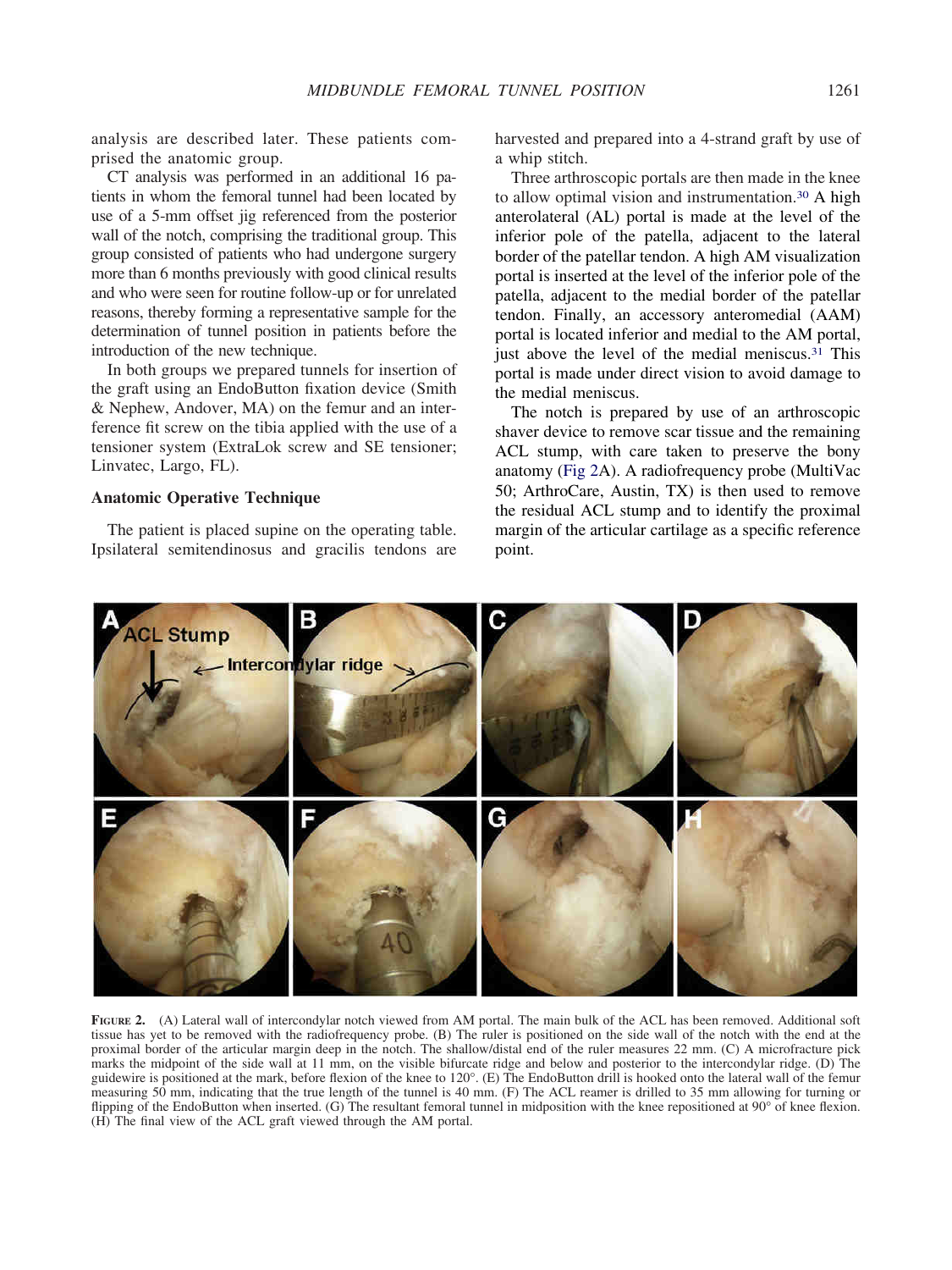analysis are described later. These patients comprised the anatomic group.

CT analysis was performed in an additional 16 patients in whom the femoral tunnel had been located by use of a 5-mm offset jig referenced from the posterior wall of the notch, comprising the traditional group. This group consisted of patients who had undergone surgery more than 6 months previously with good clinical results and who were seen for routine follow-up or for unrelated reasons, thereby forming a representative sample for the determination of tunnel position in patients before the introduction of the new technique.

In both groups we prepared tunnels for insertion of the graft using an EndoButton fixation device (Smith & Nephew, Andover, MA) on the femur and an interference fit screw on the tibia applied with the use of a tensioner system (ExtraLok screw and SE tensioner; Linvatec, Largo, FL).

### Anatomic Operative Technique

The patient is placed supine on the operating table. Ipsilateral semitendinosus and gracilis tendons are harvested and prepared into a 4-strand graft by use of a whip stitch.

Three arthroscopic portals are then made in the knee to allow optimal vision and instrumentation.[30] A high anterolateral (AL) portal is made at the level of the inferior pole of the patella, adjacent to the lateral border of the patellar tendon. A high AM visualization portal is inserted at the level of the inferior pole of the patella, adjacent to the medial border of the patellar tendon. Finally, an accessory anteromedial (AAM) portal is located inferior and medial to the AM portal, just above the level of the medial meniscus.[31] This portal is made under direct vision to avoid damage to the medial meniscus.

The notch is prepared by use of an arthroscopic shaver device to remove scar tissue and the remaining ACL stump, with care taken to preserve the bony anatomy (Fig 2A). A radiofrequency probe (MultiVac 50; ArthroCare, Austin, TX) is then used to remove the residual ACL stump and to identify the proximal margin of the articular cartilage as a specific reference point.

A
ACL Stump
Intercondylar ridge
B
C
D
E
F
40
G
H

**Figure 2.** (A) Lateral wall of intercondylar notch viewed from AM portal. The main bulk of the ACL has been removed. Additional soft tissue has yet to be removed with the radiofrequency probe. (B) The ruler is positioned on the side wall of the notch with the end at the proximal border of the articular margin deep in the notch. The shallow/distal end of the ruler measures 22 mm. (C) A microfracture pick marks the midpoint of the side wall at 11 mm, on the visible bifurcate ridge and below and posterior to the intercondylar ridge. (D) The guidewire is positioned at the mark, before flexion of the knee to 120°. (E) The EndoButton drill is hooked onto the lateral wall of the femur measuring 50 mm, indicating that the true length of the tunnel is 40 mm. (F) The ACL reamer is drilled to 35 mm allowing for turning or flipping of the EndoButton when inserted. (G) The resultant femoral tunnel in midposition with the knee repositioned at 90° of knee flexion. (H) The final view of the ACL graft viewed through the AM portal.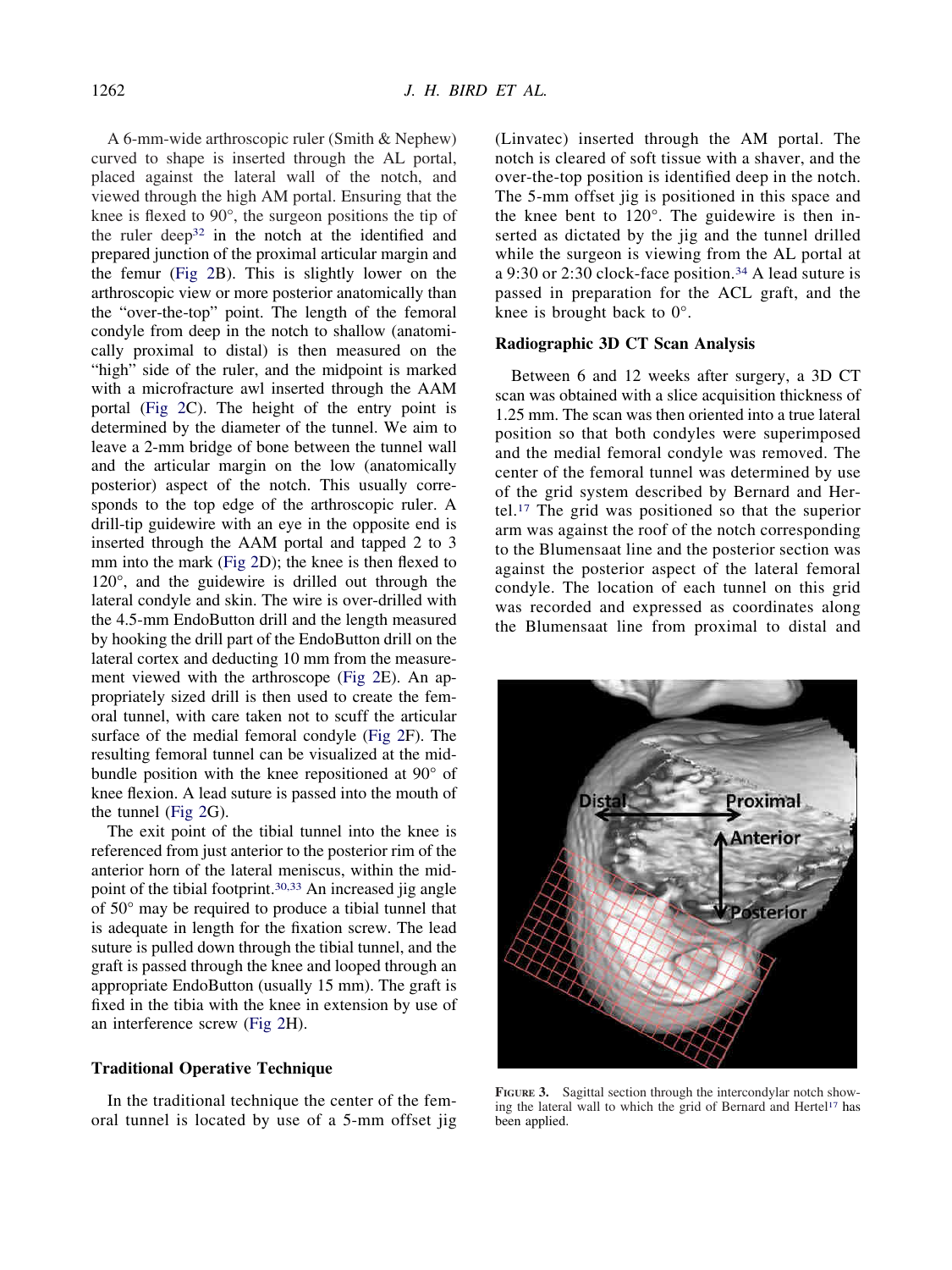A 6-mm-wide arthroscopic ruler (Smith & Nephew) curved to shape is inserted through the AL portal, placed against the lateral wall of the notch, and viewed through the high AM portal. Ensuring that the knee is flexed to 90°, the surgeon positions the tip of the ruler deep[32] in the notch at the identified and prepared junction of the proximal articular margin and the femur (Fig 2B). This is slightly lower on the arthroscopic view or more posterior anatomically than the "over-the-top" point. The length of the femoral condyle from deep in the notch to shallow (anatomically proximal to distal) is then measured on the "high" side of the ruler, and the midpoint is marked with a microfracture awl inserted through the AAM portal (Fig 2C). The height of the entry point is determined by the diameter of the tunnel. We aim to leave a 2-mm bridge of bone between the tunnel wall and the articular margin on the low (anatomically posterior) aspect of the notch. This usually corresponds to the top edge of the arthroscopic ruler. A drill-tip guidewire with an eye in the opposite end is inserted through the AAM portal and tapped 2 to 3 mm into the mark (Fig 2D); the knee is then flexed to 120°, and the guidewire is drilled out through the lateral condyle and skin. The wire is over-drilled with the 4.5-mm EndoButton drill and the length measured by hooking the drill part of the EndoButton drill on the lateral cortex and deducting 10 mm from the measurement viewed with the arthroscope (Fig 2E). An appropriately sized drill is then used to create the femoral tunnel, with care taken not to scuff the articular surface of the medial femoral condyle (Fig 2F). The resulting femoral tunnel can be visualized at the mid-bundle position with the knee repositioned at 90° of knee flexion. A lead suture is passed into the mouth of the tunnel (Fig 2G).

The exit point of the tibial tunnel into the knee is referenced from just anterior to the posterior rim of the anterior horn of the lateral meniscus, within the midpoint of the tibial footprint.[30,33] An increased jig angle of 50° may be required to produce a tibial tunnel that is adequate in length for the fixation screw. The lead suture is pulled down through the tibial tunnel, and the graft is passed through the knee and looped through an appropriate EndoButton (usually 15 mm). The graft is fixed in the tibia with the knee in extension by use of an interference screw (Fig 2H).

### Traditional Operative Technique

In the traditional technique the center of the femoral tunnel is located by use of a 5-mm offset jig (Linvatec) inserted through the AM portal. The notch is cleared of soft tissue with a shaver, and the over-the-top position is identified deep in the notch. The 5-mm offset jig is positioned in this space and the knee bent to 120°. The guidewire is then inserted as dictated by the jig and the tunnel drilled while the surgeon is viewing from the AL portal at a 9:30 or 2:30 clock-face position.[34] A lead suture is passed in preparation for the ACL graft, and the knee is brought back to 0°.

### Radiographic 3D CT Scan Analysis

Between 6 and 12 weeks after surgery, a 3D CT scan was obtained with a slice acquisition thickness of 1.25 mm. The scan was then oriented into a true lateral position so that both condyles were superimposed and the medial femoral condyle was removed. The center of the femoral tunnel was determined by use of the grid system described by Bernard and Hertel.[17] The grid was positioned so that the superior arm was against the roof of the notch corresponding to the Blumensaat line and the posterior section was against the posterior aspect of the lateral femoral condyle. The location of each tunnel on this grid was recorded and expressed as coordinates along the Blumensaat line from proximal to distal and

**FIGURE 3.** Sagittal section through the intercondylar notch showing the lateral wall to which the grid of Bernard and Hertel[17] has been applied.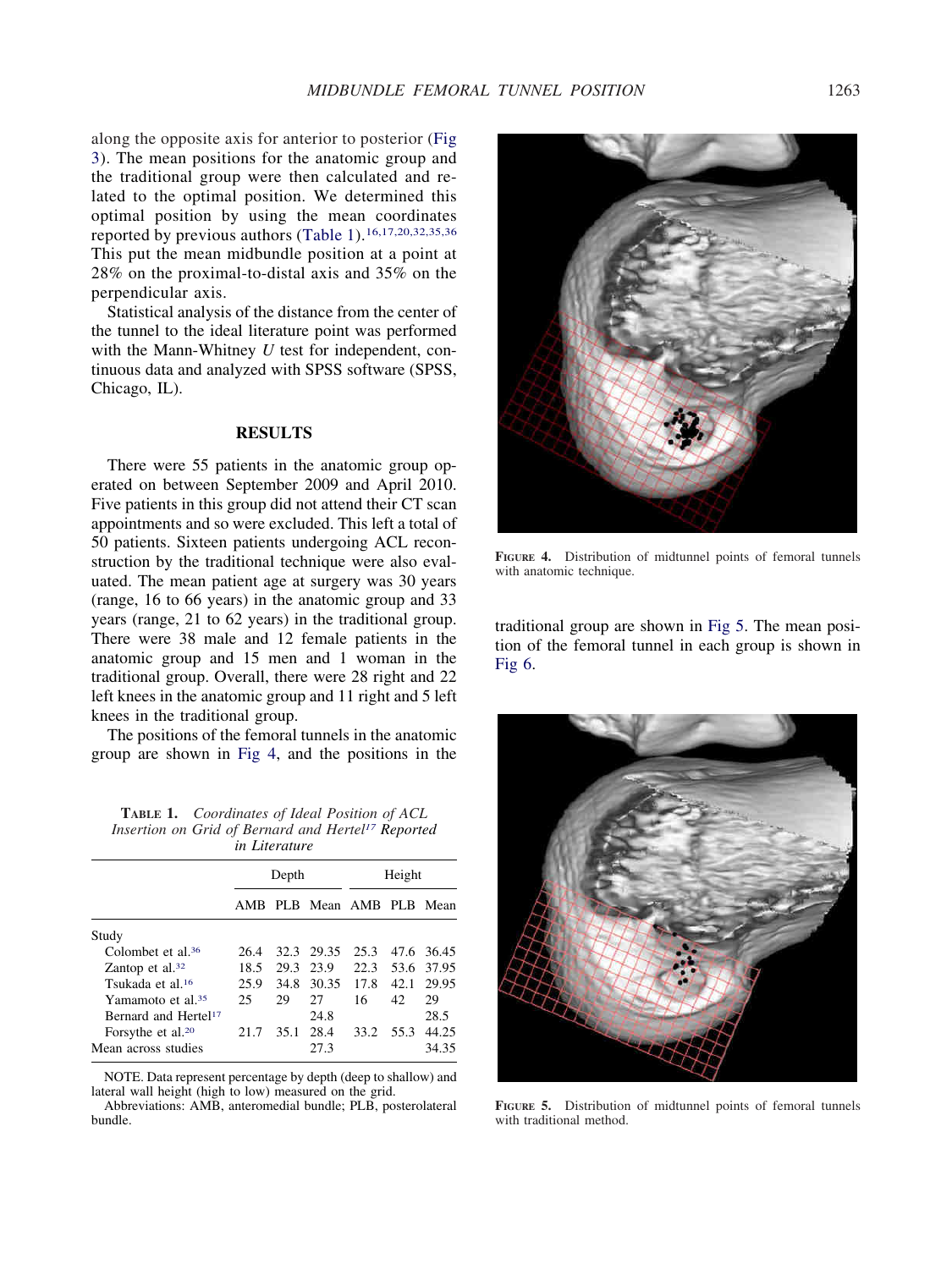along the opposite axis for anterior to posterior (Fig 3). The mean positions for the anatomic group and the traditional group were then calculated and related to the optimal position. We determined this optimal position by using the mean coordinates reported by previous authors (Table 1).[16,17,20,32,35,36] This put the mean midbundle position at a point at 28% on the proximal-to-distal axis and 35% on the perpendicular axis.

Statistical analysis of the distance from the center of the tunnel to the ideal literature point was performed with the Mann-Whitney *U* test for independent, continuous data and analyzed with SPSS software (SPSS, Chicago, IL).

## RESULTS

There were 55 patients in the anatomic group operated on between September 2009 and April 2010. Five patients in this group did not attend their CT scan appointments and so were excluded. This left a total of 50 patients. Sixteen patients undergoing ACL reconstruction by the traditional technique were also evaluated. The mean patient age at surgery was 30 years (range, 16 to 66 years) in the anatomic group and 33 years (range, 21 to 62 years) in the traditional group. There were 38 male and 12 female patients in the anatomic group and 15 men and 1 woman in the traditional group. Overall, there were 28 right and 22 left knees in the anatomic group and 11 right and 5 left knees in the traditional group.

The positions of the femoral tunnels in the anatomic group are shown in Fig 4, and the positions in the traditional group are shown in Fig 5. The mean position of the femoral tunnel in each group is shown in Fig 6.

**Table 1.** *Coordinates of Ideal Position of ACL Insertion on Grid of Bernard and Hertel[17] Reported in Literature*

| | Depth | | | Height | | |
|---|---|---|---|---|---|---|
| | AMB | PLB | Mean | AMB | PLB | Mean |
| Study | | | | | | |
| Colombet et al.[36] | 26.4 | 32.3 | 29.35 | 25.3 | 47.6 | 36.45 |
| Zantop et al.[32] | 18.5 | 29.3 | 23.9 | 22.3 | 53.6 | 37.95 |
| Tsukada et al.[16] | 25.9 | 34.8 | 30.35 | 17.8 | 42.1 | 29.95 |
| Yamamoto et al.[35] | 25 | 29 | 27 | 16 | 42 | 29 |
| Bernard and Hertel[17] | | | 24.8 | | | 28.5 |
| Forsythe et al.[20] | 21.7 | 35.1 | 28.4 | 33.2 | 55.3 | 44.25 |
| Mean across studies | | | 27.3 | | | 34.35 |

NOTE. Data represent percentage by depth (deep to shallow) and lateral wall height (high to low) measured on the grid.

Abbreviations: AMB, anteromedial bundle; PLB, posterolateral bundle.

**Figure 4.** Distribution of midtunnel points of femoral tunnels with anatomic technique.

**Figure 5.** Distribution of midtunnel points of femoral tunnels with traditional method.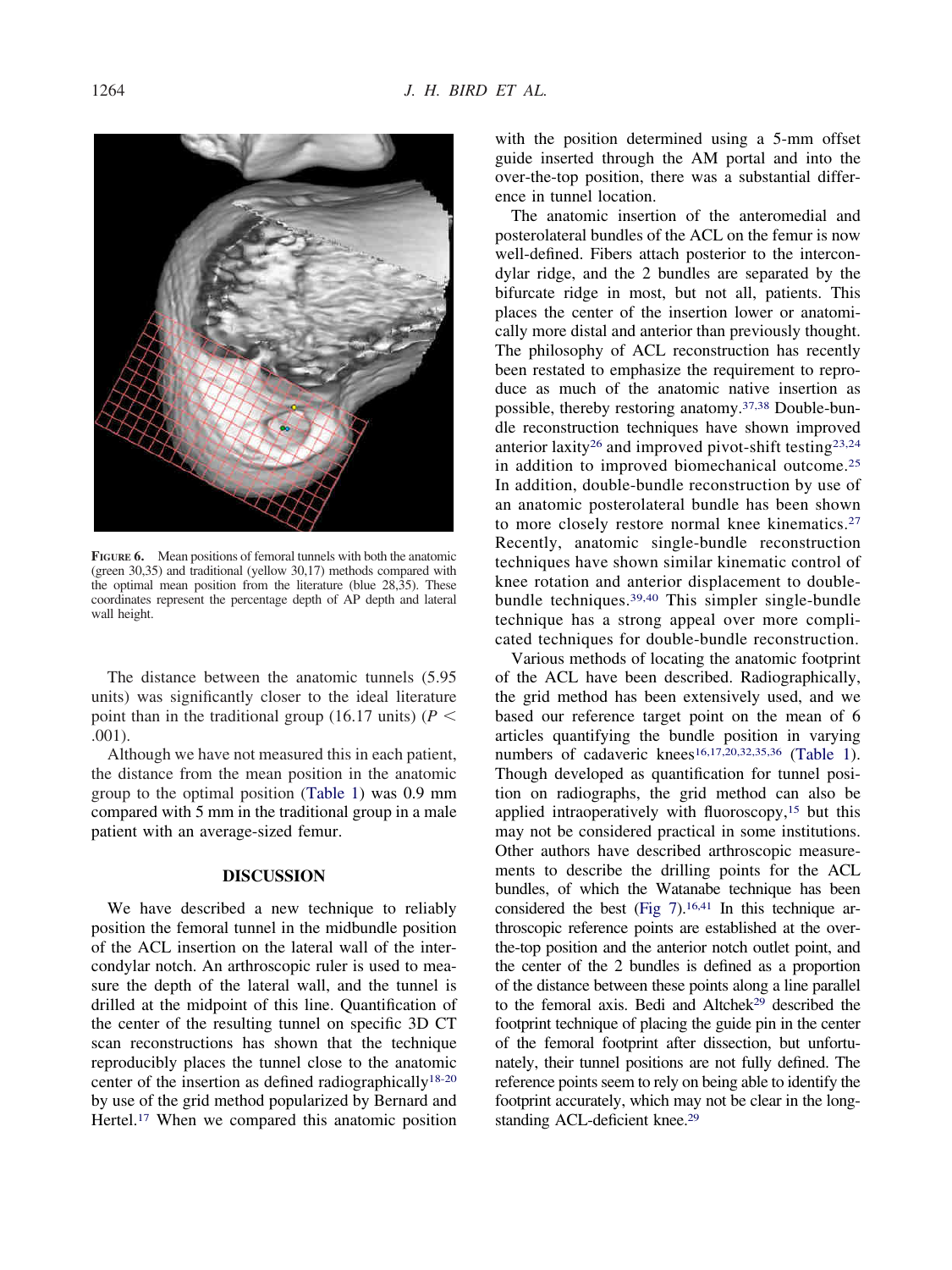**FIGURE 6.** Mean positions of femoral tunnels with both the anatomic (green 30,35) and traditional (yellow 30,17) methods compared with the optimal mean position from the literature (blue 28,35). These coordinates represent the percentage depth of AP depth and lateral wall height.

The distance between the anatomic tunnels (5.95 units) was significantly closer to the ideal literature point than in the traditional group (16.17 units) ($P < .001$).

Although we have not measured this in each patient, the distance from the mean position in the anatomic group to the optimal position (Table 1) was 0.9 mm compared with 5 mm in the traditional group in a male patient with an average-sized femur.

## DISCUSSION

We have described a new technique to reliably position the femoral tunnel in the midbundle position of the ACL insertion on the lateral wall of the intercondylar notch. An arthroscopic ruler is used to measure the depth of the lateral wall, and the tunnel is drilled at the midpoint of this line. Quantification of the center of the resulting tunnel on specific 3D CT scan reconstructions has shown that the technique reproducibly places the tunnel close to the anatomic center of the insertion as defined radiographically[18-20] by use of the grid method popularized by Bernard and Hertel.[17] When we compared this anatomic position with the position determined using a 5-mm offset guide inserted through the AM portal and into the over-the-top position, there was a substantial difference in tunnel location.

The anatomic insertion of the anteromedial and posterolateral bundles of the ACL on the femur is now well-defined. Fibers attach posterior to the intercondylar ridge, and the 2 bundles are separated by the bifurcate ridge in most, but not all, patients. This places the center of the insertion lower or anatomically more distal and anterior than previously thought. The philosophy of ACL reconstruction has recently been restated to emphasize the requirement to reproduce as much of the anatomic native insertion as possible, thereby restoring anatomy.[37,38] Double-bundle reconstruction techniques have shown improved anterior laxity[26] and improved pivot-shift testing[23,24] in addition to improved biomechanical outcome.[25] In addition, double-bundle reconstruction by use of an anatomic posterolateral bundle has been shown to more closely restore normal knee kinematics.[27] Recently, anatomic single-bundle reconstruction techniques have shown similar kinematic control of knee rotation and anterior displacement to double-bundle techniques.[39,40] This simpler single-bundle technique has a strong appeal over more complicated techniques for double-bundle reconstruction.

Various methods of locating the anatomic footprint of the ACL have been described. Radiographically, the grid method has been extensively used, and we based our reference target point on the mean of 6 articles quantifying the bundle position in varying numbers of cadaveric knees[16,17,20,32,35,36] (Table 1). Though developed as quantification for tunnel position on radiographs, the grid method can also be applied intraoperatively with fluoroscopy,[15] but this may not be considered practical in some institutions. Other authors have described arthroscopic measurements to describe the drilling points for the ACL bundles, of which the Watanabe technique has been considered the best (Fig 7).[16,41] In this technique arthroscopic reference points are established at the over-the-top position and the anterior notch outlet point, and the center of the 2 bundles is defined as a proportion of the distance between these points along a line parallel to the femoral axis. Bedi and Altchek[29] described the footprint technique of placing the guide pin in the center of the femoral footprint after dissection, but unfortunately, their tunnel positions are not fully defined. The reference points seem to rely on being able to identify the footprint accurately, which may not be clear in the long-standing ACL-deficient knee.[29]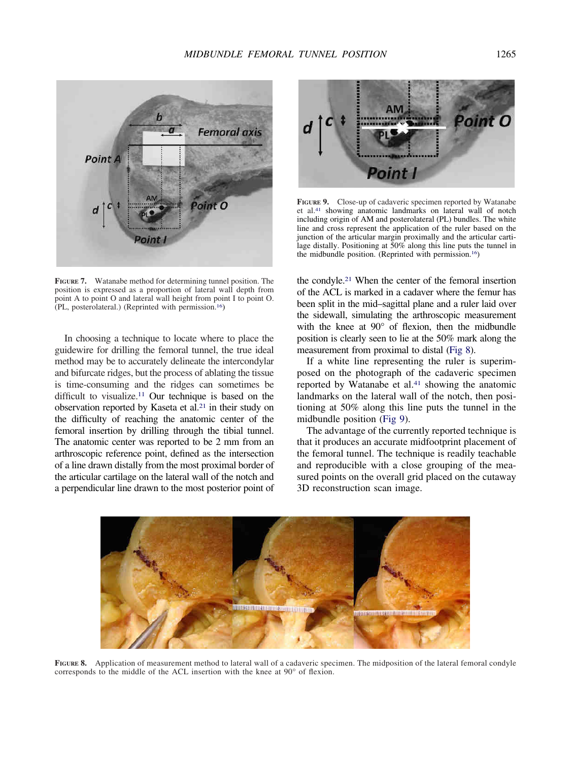FIGURE 7. Watanabe method for determining tunnel position. The position is expressed as a proportion of lateral wall depth from point A to point O and lateral wall height from point I to point O. (PL, posterolateral.) (Reprinted with permission.[16])

FIGURE 9. Close-up of cadaveric specimen reported by Watanabe et al.[41] showing anatomic landmarks on lateral wall of notch including origin of AM and posterolateral (PL) bundles. The white line and cross represent the application of the ruler based on the junction of the articular margin proximally and the articular cartilage distally. Positioning at 50% along this line puts the tunnel in the midbundle position. (Reprinted with permission.[16])

In choosing a technique to locate where to place the guidewire for drilling the femoral tunnel, the true ideal method may be to accurately delineate the intercondylar and bifurcate ridges, but the process of ablating the tissue is time-consuming and the ridges can sometimes be difficult to visualize.[11] Our technique is based on the observation reported by Kaseta et al.[21] in their study on the difficulty of reaching the anatomic center of the femoral insertion by drilling through the tibial tunnel. The anatomic center was reported to be 2 mm from an arthroscopic reference point, defined as the intersection of a line drawn distally from the most proximal border of the articular cartilage on the lateral wall of the notch and a perpendicular line drawn to the most posterior point of the condyle.[21] When the center of the femoral insertion of the ACL is marked in a cadaver where the femur has been split in the mid–sagittal plane and a ruler laid over the sidewall, simulating the arthroscopic measurement with the knee at 90° of flexion, then the midbundle position is clearly seen to lie at the 50% mark along the measurement from proximal to distal (Fig 8).

If a white line representing the ruler is superimposed on the photograph of the cadaveric specimen reported by Watanabe et al.[41] showing the anatomic landmarks on the lateral wall of the notch, then positioning at 50% along this line puts the tunnel in the midbundle position (Fig 9).

The advantage of the currently reported technique is that it produces an accurate midfootprint placement of the femoral tunnel. The technique is readily teachable and reproducible with a close grouping of the measured points on the overall grid placed on the cutaway 3D reconstruction scan image.

FIGURE 8. Application of measurement method to lateral wall of a cadaveric specimen. The midposition of the lateral femoral condyle corresponds to the middle of the ACL insertion with the knee at 90° of flexion.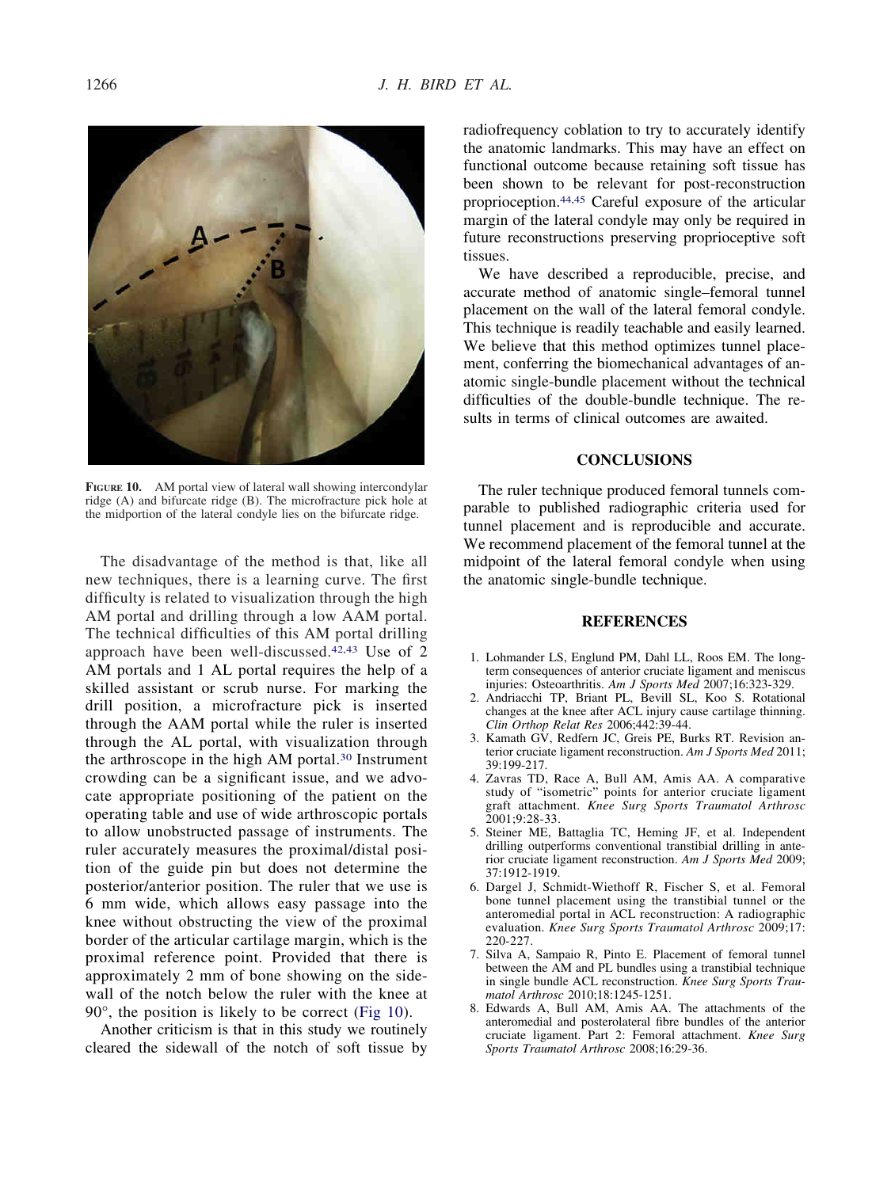FIGURE 10. AM portal view of lateral wall showing intercondylar ridge (A) and bifurcate ridge (B). The microfracture pick hole at the midportion of the lateral condyle lies on the bifurcate ridge.

The disadvantage of the method is that, like all new techniques, there is a learning curve. The first difficulty is related to visualization through the high AM portal and drilling through a low AAM portal. The technical difficulties of this AM portal drilling approach have been well-discussed.[42,43] Use of 2 AM portals and 1 AL portal requires the help of a skilled assistant or scrub nurse. For marking the drill position, a microfracture pick is inserted through the AAM portal while the ruler is inserted through the AL portal, with visualization through the arthroscope in the high AM portal.[30] Instrument crowding can be a significant issue, and we advocate appropriate positioning of the patient on the operating table and use of wide arthroscopic portals to allow unobstructed passage of instruments. The ruler accurately measures the proximal/distal position of the guide pin but does not determine the posterior/anterior position. The ruler that we use is 6 mm wide, which allows easy passage into the knee without obstructing the view of the proximal border of the articular cartilage margin, which is the proximal reference point. Provided that there is approximately 2 mm of bone showing on the sidewall of the notch below the ruler with the knee at 90°, the position is likely to be correct (Fig 10).

Another criticism is that in this study we routinely cleared the sidewall of the notch of soft tissue by radiofrequency coblation to try to accurately identify the anatomic landmarks. This may have an effect on functional outcome because retaining soft tissue has been shown to be relevant for post-reconstruction proprioception.[44,45] Careful exposure of the articular margin of the lateral condyle may only be required in future reconstructions preserving proprioceptive soft tissues.

We have described a reproducible, precise, and accurate method of anatomic single–femoral tunnel placement on the wall of the lateral femoral condyle. This technique is readily teachable and easily learned. We believe that this method optimizes tunnel placement, conferring the biomechanical advantages of anatomic single-bundle placement without the technical difficulties of the double-bundle technique. The results in terms of clinical outcomes are awaited.

## CONCLUSIONS

The ruler technique produced femoral tunnels comparable to published radiographic criteria used for tunnel placement and is reproducible and accurate. We recommend placement of the femoral tunnel at the midpoint of the lateral femoral condyle when using the anatomic single-bundle technique.

## REFERENCES

1. Lohmander LS, Englund PM, Dahl LL, Roos EM. The long-term consequences of anterior cruciate ligament and meniscus injuries: Osteoarthritis. *Am J Sports Med* 2007;16:323-329.
2. Andriacchi TP, Briant PL, Bevill SL, Koo S. Rotational changes at the knee after ACL injury cause cartilage thinning. *Clin Orthop Relat Res* 2006;442:39-44.
3. Kamath GV, Redfern JC, Greis PE, Burks RT. Revision anterior cruciate ligament reconstruction. *Am J Sports Med* 2011; 39:199-217.
4. Zavras TD, Race A, Bull AM, Amis AA. A comparative study of "isometric" points for anterior cruciate ligament graft attachment. *Knee Surg Sports Traumatol Arthrosc* 2001;9:28-33.
5. Steiner ME, Battaglia TC, Heming JF, et al. Independent drilling outperforms conventional transtibial drilling in anterior cruciate ligament reconstruction. *Am J Sports Med* 2009; 37:1912-1919.
6. Dargel J, Schmidt-Wiethoff R, Fischer S, et al. Femoral bone tunnel placement using the transtibial tunnel or the anteromedial portal in ACL reconstruction: A radiographic evaluation. *Knee Surg Sports Traumatol Arthrosc* 2009;17: 220-227.
7. Silva A, Sampaio R, Pinto E. Placement of femoral tunnel between the AM and PL bundles using a transtibial technique in single bundle ACL reconstruction. *Knee Surg Sports Traumatol Arthrosc* 2010;18:1245-1251.
8. Edwards A, Bull AM, Amis AA. The attachments of the anteromedial and posterolateral fibre bundles of the anterior cruciate ligament. Part 2: Femoral attachment. *Knee Surg Sports Traumatol Arthrosc* 2008;16:29-36.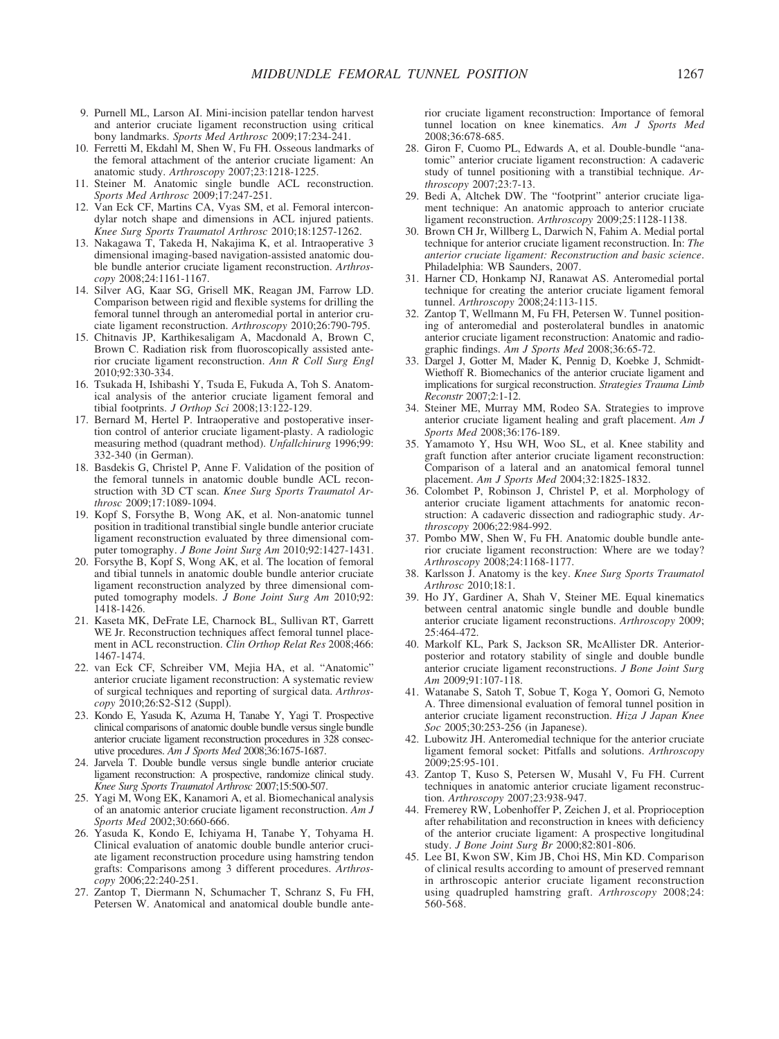9. Purnell ML, Larson AI. Mini-incision patellar tendon harvest and anterior cruciate ligament reconstruction using critical bony landmarks. *Sports Med Arthrosc* 2009;17:234-241.
10. Ferretti M, Ekdahl M, Shen W, Fu FH. Osseous landmarks of the femoral attachment of the anterior cruciate ligament: An anatomic study. *Arthroscopy* 2007;23:1218-1225.
11. Steiner M. Anatomic single bundle ACL reconstruction. *Sports Med Arthrosc* 2009;17:247-251.
12. Van Eck CF, Martins CA, Vyas SM, et al. Femoral intercondylar notch shape and dimensions in ACL injured patients. *Knee Surg Sports Traumatol Arthrosc* 2010;18:1257-1262.
13. Nakagawa T, Takeda H, Nakajima K, et al. Intraoperative 3 dimensional imaging-based navigation-assisted anatomic double bundle anterior cruciate ligament reconstruction. *Arthroscopy* 2008;24:1161-1167.
14. Silver AG, Kaar SG, Grisell MK, Reagan JM, Farrow LD. Comparison between rigid and flexible systems for drilling the femoral tunnel through an anteromedial portal in anterior cruciate ligament reconstruction. *Arthroscopy* 2010;26:790-795.
15. Chitnavis JP, Karthikesaligam A, Macdonald A, Brown C, Brown C. Radiation risk from fluoroscopically assisted anterior cruciate ligament reconstruction. *Ann R Coll Surg Engl* 2010;92:330-334.
16. Tsukada H, Ishibashi Y, Tsuda E, Fukuda A, Toh S. Anatomical analysis of the anterior cruciate ligament femoral and tibial footprints. *J Orthop Sci* 2008;13:122-129.
17. Bernard M, Hertel P. Intraoperative and postoperative insertion control of anterior cruciate ligament-plasty. A radiologic measuring method (quadrant method). *Unfallchirurg* 1996;99: 332-340 (in German).
18. Basdekis G, Christel P, Anne F. Validation of the position of the femoral tunnels in anatomic double bundle ACL reconstruction with 3D CT scan. *Knee Surg Sports Traumatol Arthrosc* 2009;17:1089-1094.
19. Kopf S, Forsythe B, Wong AK, et al. Non-anatomic tunnel position in traditional transtibial single bundle anterior cruciate ligament reconstruction evaluated by three dimensional computer tomography. *J Bone Joint Surg Am* 2010;92:1427-1431.
20. Forsythe B, Kopf S, Wong AK, et al. The location of femoral and tibial tunnels in anatomic double bundle anterior cruciate ligament reconstruction analyzed by three dimensional computed tomography models. *J Bone Joint Surg Am* 2010;92: 1418-1426.
21. Kaseta MK, DeFrate LE, Charnock BL, Sullivan RT, Garrett WE Jr. Reconstruction techniques affect femoral tunnel placement in ACL reconstruction. *Clin Orthop Relat Res* 2008;466: 1467-1474.
22. van Eck CF, Schreiber VM, Mejia HA, et al. "Anatomic" anterior cruciate ligament reconstruction: A systematic review of surgical techniques and reporting of surgical data. *Arthroscopy* 2010;26:S2-S12 (Suppl).
23. Kondo E, Yasuda K, Azuma H, Tanabe Y, Yagi T. Prospective clinical comparisons of anatomic double bundle versus single bundle anterior cruciate ligament reconstruction procedures in 328 consecutive procedures. *Am J Sports Med* 2008;36:1675-1687.
24. Jarvela T. Double bundle versus single bundle anterior cruciate ligament reconstruction: A prospective, randomize clinical study. *Knee Surg Sports Traumatol Arthrosc* 2007;15:500-507.
25. Yagi M, Wong EK, Kanamori A, et al. Biomechanical analysis of an anatomic anterior cruciate ligament reconstruction. *Am J Sports Med* 2002;30:660-666.
26. Yasuda K, Kondo E, Ichiyama H, Tanabe Y, Tohyama H. Clinical evaluation of anatomic double bundle anterior cruciate ligament reconstruction procedure using hamstring tendon grafts: Comparisons among 3 different procedures. *Arthroscopy* 2006;22:240-251.
27. Zantop T, Diermann N, Schumacher T, Schranz S, Fu FH, Petersen W. Anatomical and anatomical double bundle anterior cruciate ligament reconstruction: Importance of femoral tunnel location on knee kinematics. *Am J Sports Med* 2008;36:678-685.
28. Giron F, Cuomo PL, Edwards A, et al. Double-bundle "anatomic" anterior cruciate ligament reconstruction: A cadaveric study of tunnel positioning with a transtibial technique. *Arthroscopy* 2007;23:7-13.
29. Bedi A, Altchek DW. The "footprint" anterior cruciate ligament technique: An anatomic approach to anterior cruciate ligament reconstruction. *Arthroscopy* 2009;25:1128-1138.
30. Brown CH Jr, Willberg L, Darwich N, Fahim A. Medial portal technique for anterior cruciate ligament reconstruction. In: *The anterior cruciate ligament: Reconstruction and basic science*. Philadelphia: WB Saunders, 2007.
31. Harner CD, Honkamp NJ, Ranawat AS. Anteromedial portal technique for creating the anterior cruciate ligament femoral tunnel. *Arthroscopy* 2008;24:113-115.
32. Zantop T, Wellmann M, Fu FH, Petersen W. Tunnel positioning of anteromedial and posterolateral bundles in anatomic anterior cruciate ligament reconstruction: Anatomic and radiographic findings. *Am J Sports Med* 2008;36:65-72.
33. Dargel J, Gotter M, Mader K, Pennig D, Koebke J, Schmidt-Wiethoff R. Biomechanics of the anterior cruciate ligament and implications for surgical reconstruction. *Strategies Trauma Limb Reconstr* 2007;2:1-12.
34. Steiner ME, Murray MM, Rodeo SA. Strategies to improve anterior cruciate ligament healing and graft placement. *Am J Sports Med* 2008;36:176-189.
35. Yamamoto Y, Hsu WH, Woo SL, et al. Knee stability and graft function after anterior cruciate ligament reconstruction: Comparison of a lateral and an anatomical femoral tunnel placement. *Am J Sports Med* 2004;32:1825-1832.
36. Colombet P, Robinson J, Christel P, et al. Morphology of anterior cruciate ligament attachments for anatomic reconstruction: A cadaveric dissection and radiographic study. *Arthroscopy* 2006;22:984-992.
37. Pombo MW, Shen W, Fu FH. Anatomic double bundle anterior cruciate ligament reconstruction: Where are we today? *Arthroscopy* 2008;24:1168-1177.
38. Karlsson J. Anatomy is the key. *Knee Surg Sports Traumatol Arthrosc* 2010;18:1.
39. Ho JY, Gardiner A, Shah V, Steiner ME. Equal kinematics between central anatomic single bundle and double bundle anterior cruciate ligament reconstructions. *Arthroscopy* 2009; 25:464-472.
40. Markolf KL, Park S, Jackson SR, McAllister DR. Anterior-posterior and rotatory stability of single and double bundle anterior cruciate ligament reconstructions. *J Bone Joint Surg Am* 2009;91:107-118.
41. Watanabe S, Satoh T, Sobue T, Koga Y, Oomori G, Nemoto A. Three dimensional evaluation of femoral tunnel position in anterior cruciate ligament reconstruction. *Hiza J Japan Knee Soc* 2005;30:253-256 (in Japanese).
42. Lubowitz JH. Anteromedial technique for the anterior cruciate ligament femoral socket: Pitfalls and solutions. *Arthroscopy* 2009;25:95-101.
43. Zantop T, Kuso S, Petersen W, Musahl V, Fu FH. Current techniques in anatomic anterior cruciate ligament reconstruction. *Arthroscopy* 2007;23:938-947.
44. Fremerey RW, Lobenhoffer P, Zeichen J, et al. Proprioception after rehabilitation and reconstruction in knees with deficiency of the anterior cruciate ligament: A prospective longitudinal study. *J Bone Joint Surg Br* 2000;82:801-806.
45. Lee BI, Kwon SW, Kim JB, Choi HS, Min KD. Comparison of clinical results according to amount of preserved remnant in arthroscopic anterior cruciate ligament reconstruction using quadrupled hamstring graft. *Arthroscopy* 2008;24: 560-568.